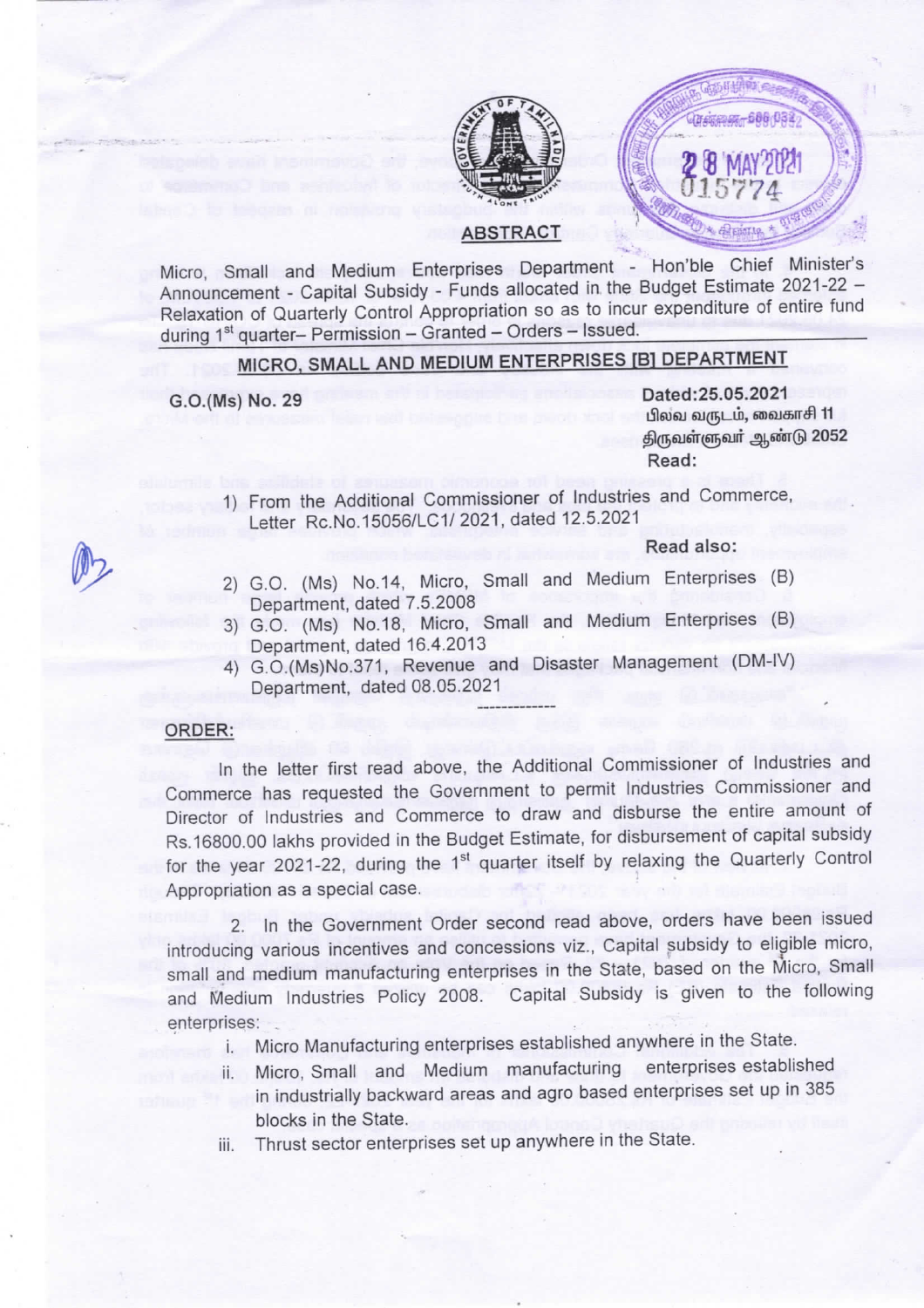## ABSTRACT

Micro, Small and Medium Enterprises Department - Hon'ble Chief Minister's Announcement - Capital Subsidy - Funds allocated in the Budget Estimate 2021-22 – Relaxation of Quarterly Control Appropriation so as to incur expenditure of entire fund during 1st quarter– Permission – Granted – Orders – Issued.

## MICRO, SMALL AND MEDIUM ENTERPRISES [B] DEPARTMENT

**G.O.(Ms) No. 29**

Dated:25.05.2021
பிலவ வருடம், வைகாசி 11
திருவள்ளுவர் ஆண்டு 2052

Read:

1) From the Additional Commissioner of Industries and Commerce, Letter Rc.No.15056/LC1/ 2021, dated 12.5.2021

Read also:

2) G.O. (Ms) No.14, Micro, Small and Medium Enterprises (B) Department, dated 7.5.2008
3) G.O. (Ms) No.18, Micro, Small and Medium Enterprises (B) Department, dated 16.4.2013
4) G.O.(Ms)No.371, Revenue and Disaster Management (DM-IV) Department, dated 08.05.2021

---

**ORDER:**

In the letter first read above, the Additional Commissioner of Industries and Commerce has requested the Government to permit Industries Commissioner and Director of Industries and Commerce to draw and disburse the entire amount of Rs.16800.00 lakhs provided in the Budget Estimate, for disbursement of capital subsidy for the year 2021-22, during the 1st quarter itself by relaxing the Quarterly Control Appropriation as a special case.

2. In the Government Order second read above, orders have been issued introducing various incentives and concessions viz., Capital subsidy to eligible micro, small and medium manufacturing enterprises in the State, based on the Micro, Small and Medium Industries Policy 2008. Capital Subsidy is given to the following enterprises:

i. Micro Manufacturing enterprises established anywhere in the State.
ii. Micro, Small and Medium manufacturing enterprises established in industrially backward areas and agro based enterprises set up in 385 blocks in the State.
iii. Thrust sector enterprises set up anywhere in the State.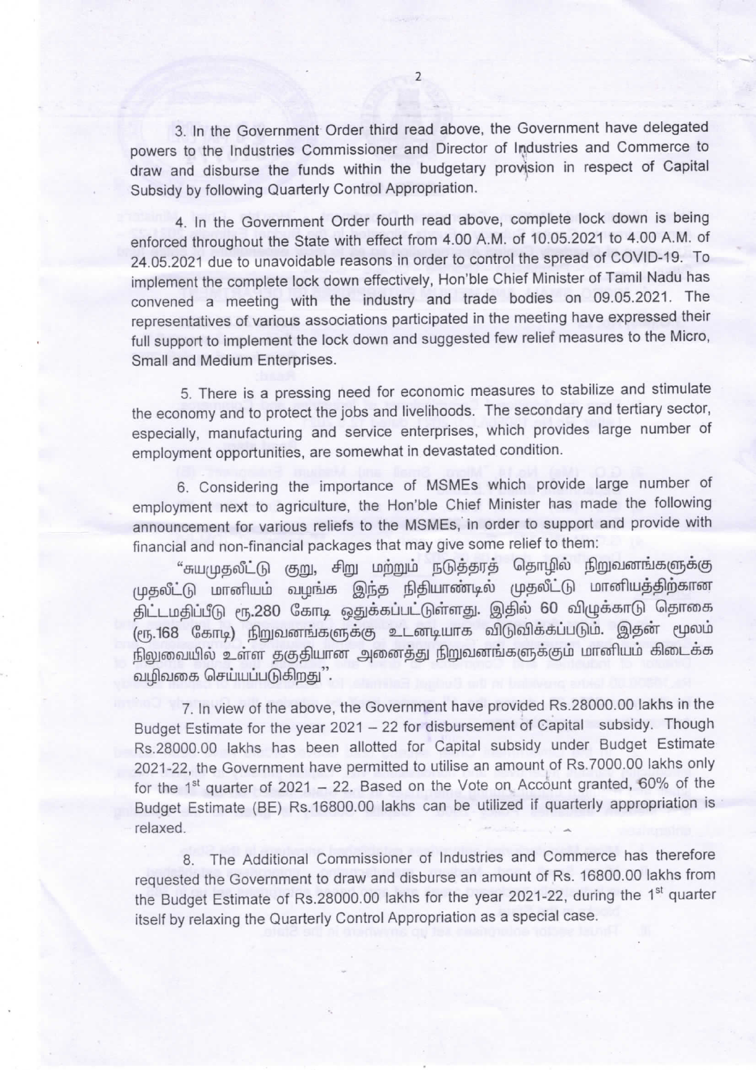3. In the Government Order third read above, the Government have delegated powers to the Industries Commissioner and Director of Industries and Commerce to draw and disburse the funds within the budgetary provision in respect of Capital Subsidy by following Quarterly Control Appropriation.

4. In the Government Order fourth read above, complete lock down is being enforced throughout the State with effect from 4.00 A.M. of 10.05.2021 to 4.00 A.M. of 24.05.2021 due to unavoidable reasons in order to control the spread of COVID-19. To implement the complete lock down effectively, Hon'ble Chief Minister of Tamil Nadu has convened a meeting with the industry and trade bodies on 09.05.2021. The representatives of various associations participated in the meeting have expressed their full support to implement the lock down and suggested few relief measures to the Micro, Small and Medium Enterprises.

5. There is a pressing need for economic measures to stabilize and stimulate the economy and to protect the jobs and livelihoods. The secondary and tertiary sector, especially, manufacturing and service enterprises, which provides large number of employment opportunities, are somewhat in devastated condition.

6. Considering the importance of MSMEs which provide large number of employment next to agriculture, the Hon'ble Chief Minister has made the following announcement for various reliefs to the MSMEs, in order to support and provide with financial and non-financial packages that may give some relief to them:

"சுயமுதலீட்டு குறு, சிறு மற்றும் நடுத்தரத் தொழில் நிறுவனங்களுக்கு முதலீட்டு மானியம் வழங்க இந்த நிதியாண்டில் முதலீட்டு மானியத்திற்கான திட்டமதிப்பீடு ரூ.280 கோடி ஒதுக்கப்பட்டுள்ளது. இதில் 60 விழுக்காடு தொகை (ரூ.168 கோடி) நிறுவனங்களுக்கு உடனடியாக விடுவிக்கப்படும். இதன் மூலம் நிலுவையில் உள்ள தகுதியான அனைத்து நிறுவனங்களுக்கும் மானியம் கிடைக்க வழிவகை செய்யப்படுகிறது".

7. In view of the above, the Government have provided Rs.28000.00 lakhs in the Budget Estimate for the year 2021 – 22 for disbursement of Capital subsidy. Though Rs.28000.00 lakhs has been allotted for Capital subsidy under Budget Estimate 2021-22, the Government have permitted to utilise an amount of Rs.7000.00 lakhs only for the 1st quarter of 2021 – 22. Based on the Vote on Account granted, 60% of the Budget Estimate (BE) Rs.16800.00 lakhs can be utilized if quarterly appropriation is relaxed.

8. The Additional Commissioner of Industries and Commerce has therefore requested the Government to draw and disburse an amount of Rs. 16800.00 lakhs from the Budget Estimate of Rs.28000.00 lakhs for the year 2021-22, during the 1st quarter itself by relaxing the Quarterly Control Appropriation as a special case.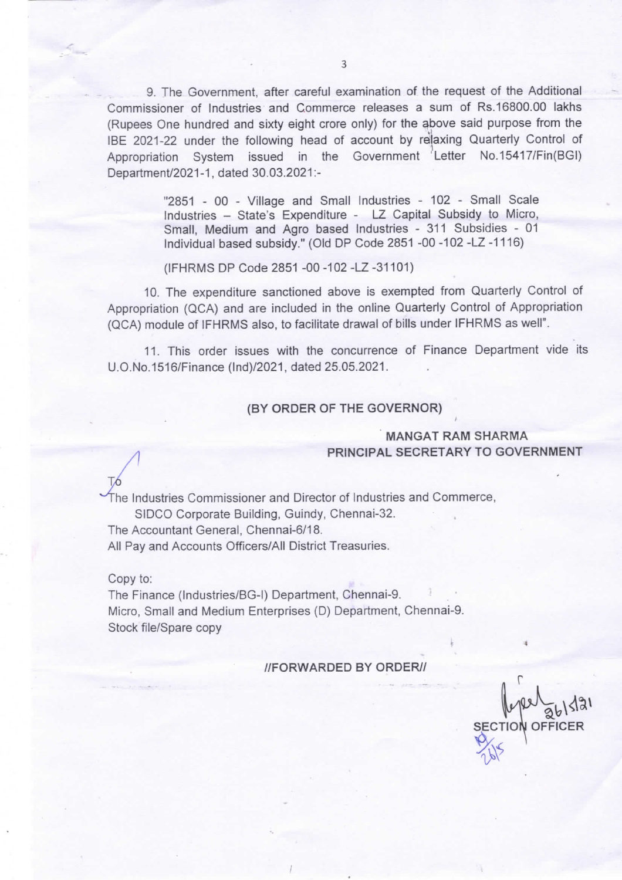9. The Government, after careful examination of the request of the Additional Commissioner of Industries and Commerce releases a sum of Rs.16800.00 lakhs (Rupees One hundred and sixty eight crore only) for the above said purpose from the IBE 2021-22 under the following head of account by relaxing Quarterly Control of Appropriation System issued in the Government Letter No.15417/Fin(BGI) Department/2021-1, dated 30.03.2021:-

> "2851 - 00 - Village and Small Industries - 102 - Small Scale Industries – State's Expenditure - LZ Capital Subsidy to Micro, Small, Medium and Agro based Industries - 311 Subsidies - 01 Individual based subsidy." (Old DP Code 2851 -00 -102 -LZ -1116)
>
> (IFHRMS DP Code 2851 -00 -102 -LZ -31101)

10. The expenditure sanctioned above is exempted from Quarterly Control of Appropriation (QCA) and are included in the online Quarterly Control of Appropriation (QCA) module of IFHRMS also, to facilitate drawal of bills under IFHRMS as well".

11. This order issues with the concurrence of Finance Department vide its U.O.No.1516/Finance (Ind)/2021, dated 25.05.2021.

**(BY ORDER OF THE GOVERNOR)**

**MANGAT RAM SHARMA**
**PRINCIPAL SECRETARY TO GOVERNMENT**

To

The Industries Commissioner and Director of Industries and Commerce,
SIDCO Corporate Building, Guindy, Chennai-32.
The Accountant General, Chennai-6/18.
All Pay and Accounts Officers/All District Treasuries.

Copy to:
The Finance (Industries/BG-I) Department, Chennai-9.
Micro, Small and Medium Enterprises (D) Department, Chennai-9.
Stock file/Spare copy

**//FORWARDED BY ORDER//**

26/5/21
**SECTION OFFICER**